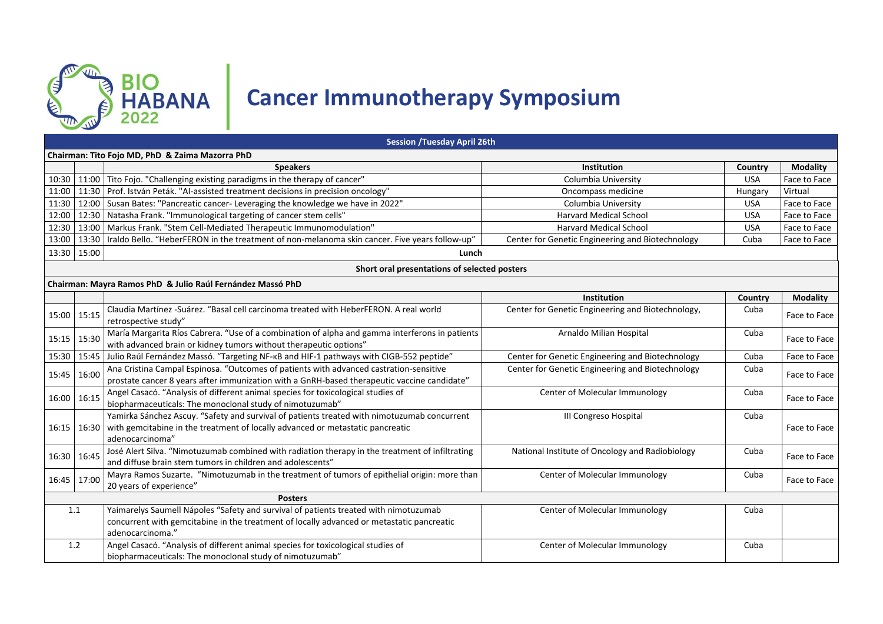# BIO HABANA 2022

# Cancer Immunotherapy Symposium

| | | Session /Tuesday April 26th | | | |
|---|---|---|---|---|---|
| **Chairman: Tito Fojo MD, PhD & Zaima Mazorra PhD** | | | | | |
| | | **Speakers** | **Institution** | **Country** | **Modality** |
| 10:30 | 11:00 | Tito Fojo. "Challenging existing paradigms in the therapy of cancer" | Columbia University | USA | Face to Face |
| 11:00 | 11:30 | Prof. István Peták. "AI-assisted treatment decisions in precision oncology" | Oncompass medicine | Hungary | Virtual |
| 11:30 | 12:00 | Susan Bates: "Pancreatic cancer- Leveraging the knowledge we have in 2022" | Columbia University | USA | Face to Face |
| 12:00 | 12:30 | Natasha Frank. "Immunological targeting of cancer stem cells" | Harvard Medical School | USA | Face to Face |
| 12:30 | 13:00 | Markus Frank. "Stem Cell-Mediated Therapeutic Immunomodulation" | Harvard Medical School | USA | Face to Face |
| 13:00 | 13:30 | Iraldo Bello. "HeberFERON in the treatment of non-melanoma skin cancer. Five years follow-up" | Center for Genetic Engineering and Biotechnology | Cuba | Face to Face |
| 13:30 | 15:00 | **Lunch** | | | |
| | | **Short oral presentations of selected posters** | | | |
| **Chairman: Mayra Ramos PhD & Julio Raúl Fernández Massó PhD** | | | | | |
| | | | **Institution** | **Country** | **Modality** |
| 15:00 | 15:15 | Claudia Martínez -Suárez. "Basal cell carcinoma treated with HeberFERON. A real world retrospective study" | Center for Genetic Engineering and Biotechnology, | Cuba | Face to Face |
| 15:15 | 15:30 | María Margarita Ríos Cabrera. "Use of a combination of alpha and gamma interferons in patients with advanced brain or kidney tumors without therapeutic options" | Arnaldo Milian Hospital | Cuba | Face to Face |
| 15:30 | 15:45 | Julio Raúl Fernández Massó. "Targeting NF-κB and HIF-1 pathways with CIGB-552 peptide" | Center for Genetic Engineering and Biotechnology | Cuba | Face to Face |
| 15:45 | 16:00 | Ana Cristina Campal Espinosa. "Outcomes of patients with advanced castration-sensitive prostate cancer 8 years after immunization with a GnRH-based therapeutic vaccine candidate" | Center for Genetic Engineering and Biotechnology | Cuba | Face to Face |
| 16:00 | 16:15 | Angel Casacó. "Analysis of different animal species for toxicological studies of biopharmaceuticals: The monoclonal study of nimotuzumab" | Center of Molecular Immunology | Cuba | Face to Face |
| 16:15 | 16:30 | Yamirka Sánchez Ascuy. "Safety and survival of patients treated with nimotuzumab concurrent with gemcitabine in the treatment of locally advanced or metastatic pancreatic adenocarcinoma" | III Congreso Hospital | Cuba | Face to Face |
| 16:30 | 16:45 | José Alert Silva. "Nimotuzumab combined with radiation therapy in the treatment of infiltrating and diffuse brain stem tumors in children and adolescents" | National Institute of Oncology and Radiobiology | Cuba | Face to Face |
| 16:45 | 17:00 | Mayra Ramos Suzarte. "Nimotuzumab in the treatment of tumors of epithelial origin: more than 20 years of experience" | Center of Molecular Immunology | Cuba | Face to Face |
| | | **Posters** | | | |
| 1.1 | | Yaimarelys Saumell Nápoles "Safety and survival of patients treated with nimotuzumab concurrent with gemcitabine in the treatment of locally advanced or metastatic pancreatic adenocarcinoma." | Center of Molecular Immunology | Cuba | |
| 1.2 | | Angel Casacó. "Analysis of different animal species for toxicological studies of biopharmaceuticals: The monoclonal study of nimotuzumab" | Center of Molecular Immunology | Cuba | |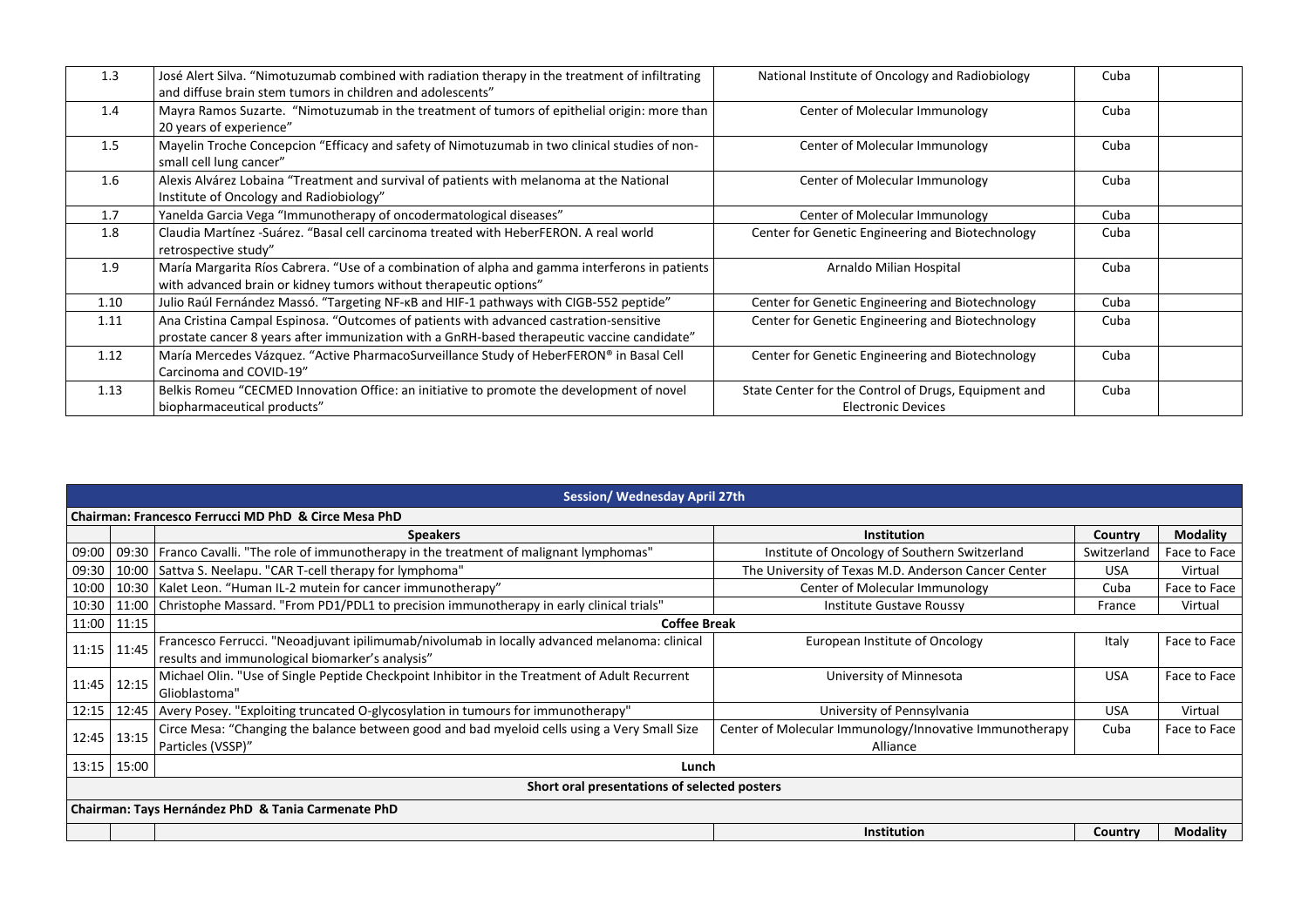| | | | | |
|---|---|---|---|---|
| 1.3 | José Alert Silva. "Nimotuzumab combined with radiation therapy in the treatment of infiltrating and diffuse brain stem tumors in children and adolescents" | National Institute of Oncology and Radiobiology | Cuba | |
| 1.4 | Mayra Ramos Suzarte. "Nimotuzumab in the treatment of tumors of epithelial origin: more than 20 years of experience" | Center of Molecular Immunology | Cuba | |
| 1.5 | Mayelin Troche Concepcion "Efficacy and safety of Nimotuzumab in two clinical studies of non-small cell lung cancer" | Center of Molecular Immunology | Cuba | |
| 1.6 | Alexis Alvárez Lobaina "Treatment and survival of patients with melanoma at the National Institute of Oncology and Radiobiology" | Center of Molecular Immunology | Cuba | |
| 1.7 | Yanelda Garcia Vega "Immunotherapy of oncodermatological diseases" | Center of Molecular Immunology | Cuba | |
| 1.8 | Claudia Martínez -Suárez. "Basal cell carcinoma treated with HeberFERON. A real world retrospective study" | Center for Genetic Engineering and Biotechnology | Cuba | |
| 1.9 | María Margarita Ríos Cabrera. "Use of a combination of alpha and gamma interferons in patients with advanced brain or kidney tumors without therapeutic options" | Arnaldo Milian Hospital | Cuba | |
| 1.10 | Julio Raúl Fernández Massó. "Targeting NF-κB and HIF-1 pathways with CIGB-552 peptide" | Center for Genetic Engineering and Biotechnology | Cuba | |
| 1.11 | Ana Cristina Campal Espinosa. "Outcomes of patients with advanced castration-sensitive prostate cancer 8 years after immunization with a GnRH-based therapeutic vaccine candidate" | Center for Genetic Engineering and Biotechnology | Cuba | |
| 1.12 | María Mercedes Vázquez. "Active PharmacoSurveillance Study of HeberFERON® in Basal Cell Carcinoma and COVID-19" | Center for Genetic Engineering and Biotechnology | Cuba | |
| 1.13 | Belkis Romeu "CECMED Innovation Office: an initiative to promote the development of novel biopharmaceutical products" | State Center for the Control of Drugs, Equipment and Electronic Devices | Cuba | |

| Session/ Wednesday April 27th | | | | | |
|---|---|---|---|---|---|
| **Chairman: Francesco Ferrucci MD PhD & Circe Mesa PhD** | | | | | |
| | | **Speakers** | **Institution** | **Country** | **Modality** |
| 09:00 | 09:30 | Franco Cavalli. "The role of immunotherapy in the treatment of malignant lymphomas" | Institute of Oncology of Southern Switzerland | Switzerland | Face to Face |
| 09:30 | 10:00 | Sattva S. Neelapu. "CAR T-cell therapy for lymphoma" | The University of Texas M.D. Anderson Cancer Center | USA | Virtual |
| 10:00 | 10:30 | Kalet Leon. "Human IL-2 mutein for cancer immunotherapy" | Center of Molecular Immunology | Cuba | Face to Face |
| 10:30 | 11:00 | Christophe Massard. "From PD1/PDL1 to precision immunotherapy in early clinical trials" | Institute Gustave Roussy | France | Virtual |
| 11:00 | 11:15 | **Coffee Break** | | | |
| 11:15 | 11:45 | Francesco Ferrucci. "Neoadjuvant ipilimumab/nivolumab in locally advanced melanoma: clinical results and immunological biomarker's analysis" | European Institute of Oncology | Italy | Face to Face |
| 11:45 | 12:15 | Michael Olin. "Use of Single Peptide Checkpoint Inhibitor in the Treatment of Adult Recurrent Glioblastoma" | University of Minnesota | USA | Face to Face |
| 12:15 | 12:45 | Avery Posey. "Exploiting truncated O-glycosylation in tumours for immunotherapy" | University of Pennsylvania | USA | Virtual |
| 12:45 | 13:15 | Circe Mesa: "Changing the balance between good and bad myeloid cells using a Very Small Size Particles (VSSP)" | Center of Molecular Immunology/Innovative Immunotherapy Alliance | Cuba | Face to Face |
| 13:15 | 15:00 | **Lunch** | | | |
| **Short oral presentations of selected posters** | | | | | |
| **Chairman: Tays Hernández PhD & Tania Carmenate PhD** | | | | | |
| | | | **Institution** | **Country** | **Modality** |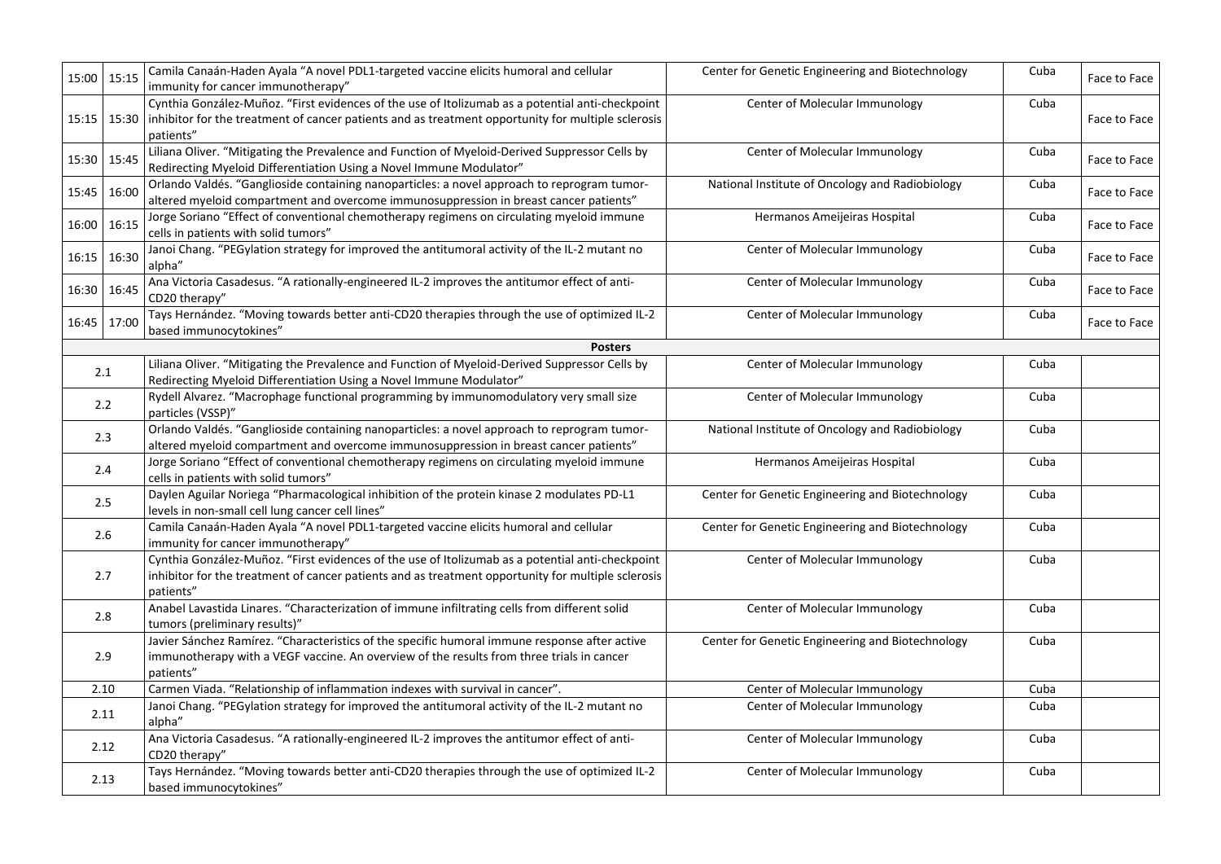| | | | | | |
|---|---|---|---|---|---|
| 15:00 | 15:15 | Camila Canaán-Haden Ayala "A novel PDL1-targeted vaccine elicits humoral and cellular immunity for cancer immunotherapy" | Center for Genetic Engineering and Biotechnology | Cuba | Face to Face |
| 15:15 | 15:30 | Cynthia González-Muñoz. "First evidences of the use of Itolizumab as a potential anti-checkpoint inhibitor for the treatment of cancer patients and as treatment opportunity for multiple sclerosis patients" | Center of Molecular Immunology | Cuba | Face to Face |
| 15:30 | 15:45 | Liliana Oliver. "Mitigating the Prevalence and Function of Myeloid-Derived Suppressor Cells by Redirecting Myeloid Differentiation Using a Novel Immune Modulator" | Center of Molecular Immunology | Cuba | Face to Face |
| 15:45 | 16:00 | Orlando Valdés. "Ganglioside containing nanoparticles: a novel approach to reprogram tumor-altered myeloid compartment and overcome immunosuppression in breast cancer patients" | National Institute of Oncology and Radiobiology | Cuba | Face to Face |
| 16:00 | 16:15 | Jorge Soriano "Effect of conventional chemotherapy regimens on circulating myeloid immune cells in patients with solid tumors" | Hermanos Ameijeiras Hospital | Cuba | Face to Face |
| 16:15 | 16:30 | Janoi Chang. "PEGylation strategy for improved the antitumoral activity of the IL-2 mutant no alpha" | Center of Molecular Immunology | Cuba | Face to Face |
| 16:30 | 16:45 | Ana Victoria Casadesus. "A rationally-engineered IL-2 improves the antitumor effect of anti-CD20 therapy" | Center of Molecular Immunology | Cuba | Face to Face |
| 16:45 | 17:00 | Tays Hernández. "Moving towards better anti-CD20 therapies through the use of optimized IL-2 based immunocytokines" | Center of Molecular Immunology | Cuba | Face to Face |
| | | **Posters** | | | |
| 2.1 | | Liliana Oliver. "Mitigating the Prevalence and Function of Myeloid-Derived Suppressor Cells by Redirecting Myeloid Differentiation Using a Novel Immune Modulator" | Center of Molecular Immunology | Cuba | |
| 2.2 | | Rydell Alvarez. "Macrophage functional programming by immunomodulatory very small size particles (VSSP)" | Center of Molecular Immunology | Cuba | |
| 2.3 | | Orlando Valdés. "Ganglioside containing nanoparticles: a novel approach to reprogram tumor-altered myeloid compartment and overcome immunosuppression in breast cancer patients" | National Institute of Oncology and Radiobiology | Cuba | |
| 2.4 | | Jorge Soriano "Effect of conventional chemotherapy regimens on circulating myeloid immune cells in patients with solid tumors" | Hermanos Ameijeiras Hospital | Cuba | |
| 2.5 | | Daylen Aguilar Noriega "Pharmacological inhibition of the protein kinase 2 modulates PD-L1 levels in non-small cell lung cancer cell lines" | Center for Genetic Engineering and Biotechnology | Cuba | |
| 2.6 | | Camila Canaán-Haden Ayala "A novel PDL1-targeted vaccine elicits humoral and cellular immunity for cancer immunotherapy" | Center for Genetic Engineering and Biotechnology | Cuba | |
| 2.7 | | Cynthia González-Muñoz. "First evidences of the use of Itolizumab as a potential anti-checkpoint inhibitor for the treatment of cancer patients and as treatment opportunity for multiple sclerosis patients" | Center of Molecular Immunology | Cuba | |
| 2.8 | | Anabel Lavastida Linares. "Characterization of immune infiltrating cells from different solid tumors (preliminary results)" | Center of Molecular Immunology | Cuba | |
| 2.9 | | Javier Sánchez Ramírez. "Characteristics of the specific humoral immune response after active immunotherapy with a VEGF vaccine. An overview of the results from three trials in cancer patients" | Center for Genetic Engineering and Biotechnology | Cuba | |
| 2.10 | | Carmen Viada. "Relationship of inflammation indexes with survival in cancer". | Center of Molecular Immunology | Cuba | |
| 2.11 | | Janoi Chang. "PEGylation strategy for improved the antitumoral activity of the IL-2 mutant no alpha" | Center of Molecular Immunology | Cuba | |
| 2.12 | | Ana Victoria Casadesus. "A rationally-engineered IL-2 improves the antitumor effect of anti-CD20 therapy" | Center of Molecular Immunology | Cuba | |
| 2.13 | | Tays Hernández. "Moving towards better anti-CD20 therapies through the use of optimized IL-2 based immunocytokines" | Center of Molecular Immunology | Cuba | |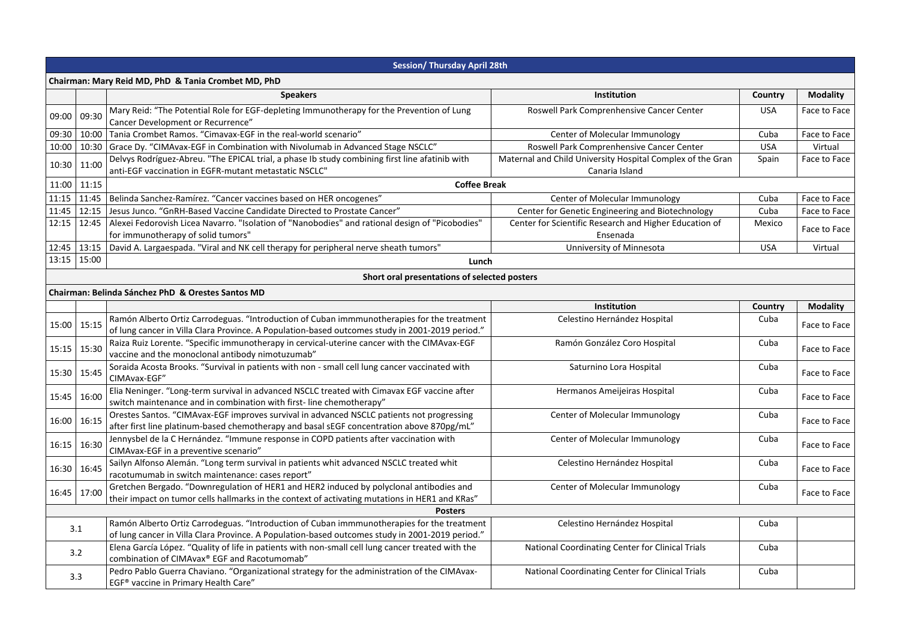| | | Session/ Thursday April 28th | | | |
|---|---|---|---|---|---|
| **Chairman: Mary Reid MD, PhD & Tania Crombet MD, PhD** | | | | | |
| | | **Speakers** | **Institution** | **Country** | **Modality** |
| 09:00 | 09:30 | Mary Reid: "The Potential Role for EGF-depleting Immunotherapy for the Prevention of Lung Cancer Development or Recurrence" | Roswell Park Comprenhensive Cancer Center | USA | Face to Face |
| 09:30 | 10:00 | Tania Crombet Ramos. "Cimavax-EGF in the real-world scenario" | Center of Molecular Immunology | Cuba | Face to Face |
| 10:00 | 10:30 | Grace Dy. "CIMAvax-EGF in Combination with Nivolumab in Advanced Stage NSCLC" | Roswell Park Comprenhensive Cancer Center | USA | Virtual |
| 10:30 | 11:00 | Delvys Rodríguez-Abreu. "The EPICAL trial, a phase Ib study combining first line afatinib with anti-EGF vaccination in EGFR-mutant metastatic NSCLC" | Maternal and Child University Hospital Complex of the Gran Canaria Island | Spain | Face to Face |
| 11:00 | 11:15 | **Coffee Break** | | | |
| 11:15 | 11:45 | Belinda Sanchez-Ramírez. "Cancer vaccines based on HER oncogenes" | Center of Molecular Immunology | Cuba | Face to Face |
| 11:45 | 12:15 | Jesus Junco. "GnRH-Based Vaccine Candidate Directed to Prostate Cancer" | Center for Genetic Engineering and Biotechnology | Cuba | Face to Face |
| 12:15 | 12:45 | Alexei Fedorovish Licea Navarro. "Isolation of "Nanobodies" and rational design of "Picobodies" for immunotherapy of solid tumors" | Center for Scientific Research and Higher Education of Ensenada | Mexico | Face to Face |
| 12:45 | 13:15 | David A. Largaespada. "Viral and NK cell therapy for peripheral nerve sheath tumors" | Unniversity of Minnesota | USA | Virtual |
| 13:15 | 15:00 | **Lunch** | | | |
| **Short oral presentations of selected posters** | | | | | |
| **Chairman: Belinda Sánchez PhD & Orestes Santos MD** | | | | | |
| | | | **Institution** | **Country** | **Modality** |
| 15:00 | 15:15 | Ramón Alberto Ortiz Carrodeguas. "Introduction of Cuban immmunotherapies for the treatment of lung cancer in Villa Clara Province. A Population-based outcomes study in 2001-2019 period." | Celestino Hernández Hospital | Cuba | Face to Face |
| 15:15 | 15:30 | Raiza Ruiz Lorente. "Specific immunotherapy in cervical-uterine cancer with the CIMAvax-EGF vaccine and the monoclonal antibody nimotuzumab" | Ramón González Coro Hospital | Cuba | Face to Face |
| 15:30 | 15:45 | Soraida Acosta Brooks. "Survival in patients with non - small cell lung cancer vaccinated with CIMAvax-EGF" | Saturnino Lora Hospital | Cuba | Face to Face |
| 15:45 | 16:00 | Elia Neninger. "Long-term survival in advanced NSCLC treated with Cimavax EGF vaccine after switch maintenance and in combination with first- line chemotherapy" | Hermanos Ameijeiras Hospital | Cuba | Face to Face |
| 16:00 | 16:15 | Orestes Santos. "CIMAvax-EGF improves survival in advanced NSCLC patients not progressing after first line platinum-based chemotherapy and basal sEGF concentration above 870pg/mL" | Center of Molecular Immunology | Cuba | Face to Face |
| 16:15 | 16:30 | Jennysbel de la C Hernández. "Immune response in COPD patients after vaccination with CIMAvax-EGF in a preventive scenario" | Center of Molecular Immunology | Cuba | Face to Face |
| 16:30 | 16:45 | Sailyn Alfonso Alemán. "Long term survival in patients whit advanced NSCLC treated whit racotumumab in switch maintenance: cases report" | Celestino Hernández Hospital | Cuba | Face to Face |
| 16:45 | 17:00 | Gretchen Bergado. "Downregulation of HER1 and HER2 induced by polyclonal antibodies and their impact on tumor cells hallmarks in the context of activating mutations in HER1 and KRas" | Center of Molecular Immunology | Cuba | Face to Face |
| **Posters** | | | | | |
| 3.1 | | Ramón Alberto Ortiz Carrodeguas. "Introduction of Cuban immmunotherapies for the treatment of lung cancer in Villa Clara Province. A Population-based outcomes study in 2001-2019 period." | Celestino Hernández Hospital | Cuba | |
| 3.2 | | Elena García López. "Quality of life in patients with non-small cell lung cancer treated with the combination of CIMAvax® EGF and Racotumomab" | National Coordinating Center for Clinical Trials | Cuba | |
| 3.3 | | Pedro Pablo Guerra Chaviano. "Organizational strategy for the administration of the CIMAvax-EGF® vaccine in Primary Health Care" | National Coordinating Center for Clinical Trials | Cuba | |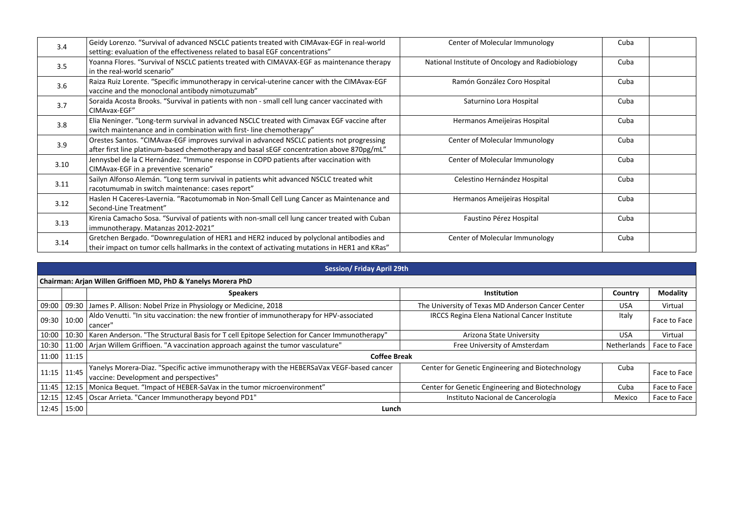| | | | | |
|---|---|---|---|---|
| 3.4 | Geidy Lorenzo. "Survival of advanced NSCLC patients treated with CIMAvax-EGF in real-world setting: evaluation of the effectiveness related to basal EGF concentrations" | Center of Molecular Immunology | Cuba | |
| 3.5 | Yoanna Flores. "Survival of NSCLC patients treated with CIMAVAX-EGF as maintenance therapy in the real-world scenario" | National Institute of Oncology and Radiobiology | Cuba | |
| 3.6 | Raiza Ruiz Lorente. "Specific immunotherapy in cervical-uterine cancer with the CIMAvax-EGF vaccine and the monoclonal antibody nimotuzumab" | Ramón González Coro Hospital | Cuba | |
| 3.7 | Soraida Acosta Brooks. "Survival in patients with non - small cell lung cancer vaccinated with CIMAvax-EGF" | Saturnino Lora Hospital | Cuba | |
| 3.8 | Elia Neninger. "Long-term survival in advanced NSCLC treated with Cimavax EGF vaccine after switch maintenance and in combination with first- line chemotherapy" | Hermanos Ameijeiras Hospital | Cuba | |
| 3.9 | Orestes Santos. "CIMAvax-EGF improves survival in advanced NSCLC patients not progressing after first line platinum-based chemotherapy and basal sEGF concentration above 870pg/mL" | Center of Molecular Immunology | Cuba | |
| 3.10 | Jennysbel de la C Hernández. "Immune response in COPD patients after vaccination with CIMAvax-EGF in a preventive scenario" | Center of Molecular Immunology | Cuba | |
| 3.11 | Sailyn Alfonso Alemán. "Long term survival in patients whit advanced NSCLC treated whit racotumumab in switch maintenance: cases report" | Celestino Hernández Hospital | Cuba | |
| 3.12 | Haslen H Caceres-Lavernia. "Racotumomab in Non-Small Cell Lung Cancer as Maintenance and Second-Line Treatment" | Hermanos Ameijeiras Hospital | Cuba | |
| 3.13 | Kirenia Camacho Sosa. "Survival of patients with non-small cell lung cancer treated with Cuban immunotherapy. Matanzas 2012-2021" | Faustino Pérez Hospital | Cuba | |
| 3.14 | Gretchen Bergado. "Downregulation of HER1 and HER2 induced by polyclonal antibodies and their impact on tumor cells hallmarks in the context of activating mutations in HER1 and KRas" | Center of Molecular Immunology | Cuba | |

**Session/ Friday April 29th**

**Chairman: Arjan Willen Griffioen MD, PhD & Yanelys Morera PhD**

| | | Speakers | Institution | Country | Modality |
|---|---|---|---|---|---|
| 09:00 | 09:30 | James P. Allison: Nobel Prize in Physiology or Medicine, 2018 | The University of Texas MD Anderson Cancer Center | USA | Virtual |
| 09:30 | 10:00 | Aldo Venutti. "In situ vaccination: the new frontier of immunotherapy for HPV-associated cancer" | IRCCS Regina Elena National Cancer Institute | Italy | Face to Face |
| 10:00 | 10:30 | Karen Anderson. "The Structural Basis for T cell Epitope Selection for Cancer Immunotherapy" | Arizona State University | USA | Virtual |
| 10:30 | 11:00 | Arjan Willem Griffioen. "A vaccination approach against the tumor vasculature" | Free University of Amsterdam | Netherlands | Face to Face |
| 11:00 | 11:15 | **Coffee Break** | | | |
| 11:15 | 11:45 | Yanelys Morera-Diaz. "Specific active immunotherapy with the HEBERSaVax VEGF-based cancer vaccine: Development and perspectives" | Center for Genetic Engineering and Biotechnology | Cuba | Face to Face |
| 11:45 | 12:15 | Monica Bequet. "Impact of HEBER-SaVax in the tumor microenvironment" | Center for Genetic Engineering and Biotechnology | Cuba | Face to Face |
| 12:15 | 12:45 | Oscar Arrieta. "Cancer Immunotherapy beyond PD1" | Instituto Nacional de Cancerología | Mexico | Face to Face |
| 12:45 | 15:00 | **Lunch** | | | |